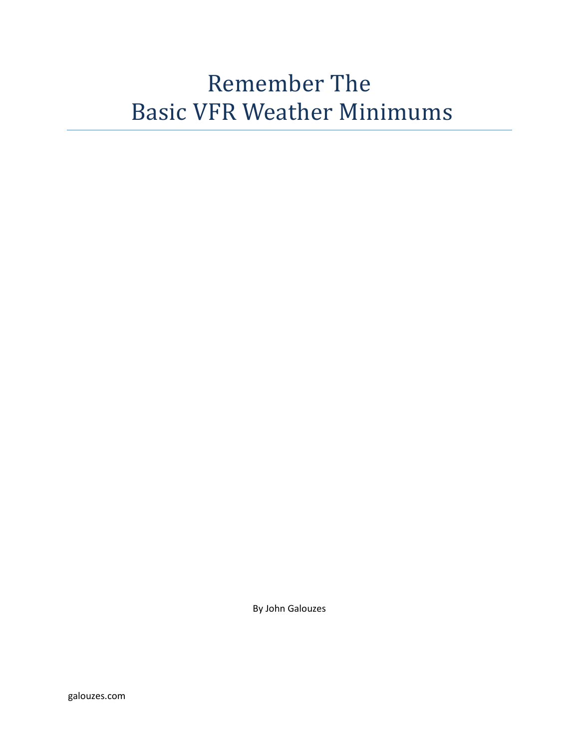# Remember The Basic VFR Weather Minimums

By John Galouzes

galouzes.com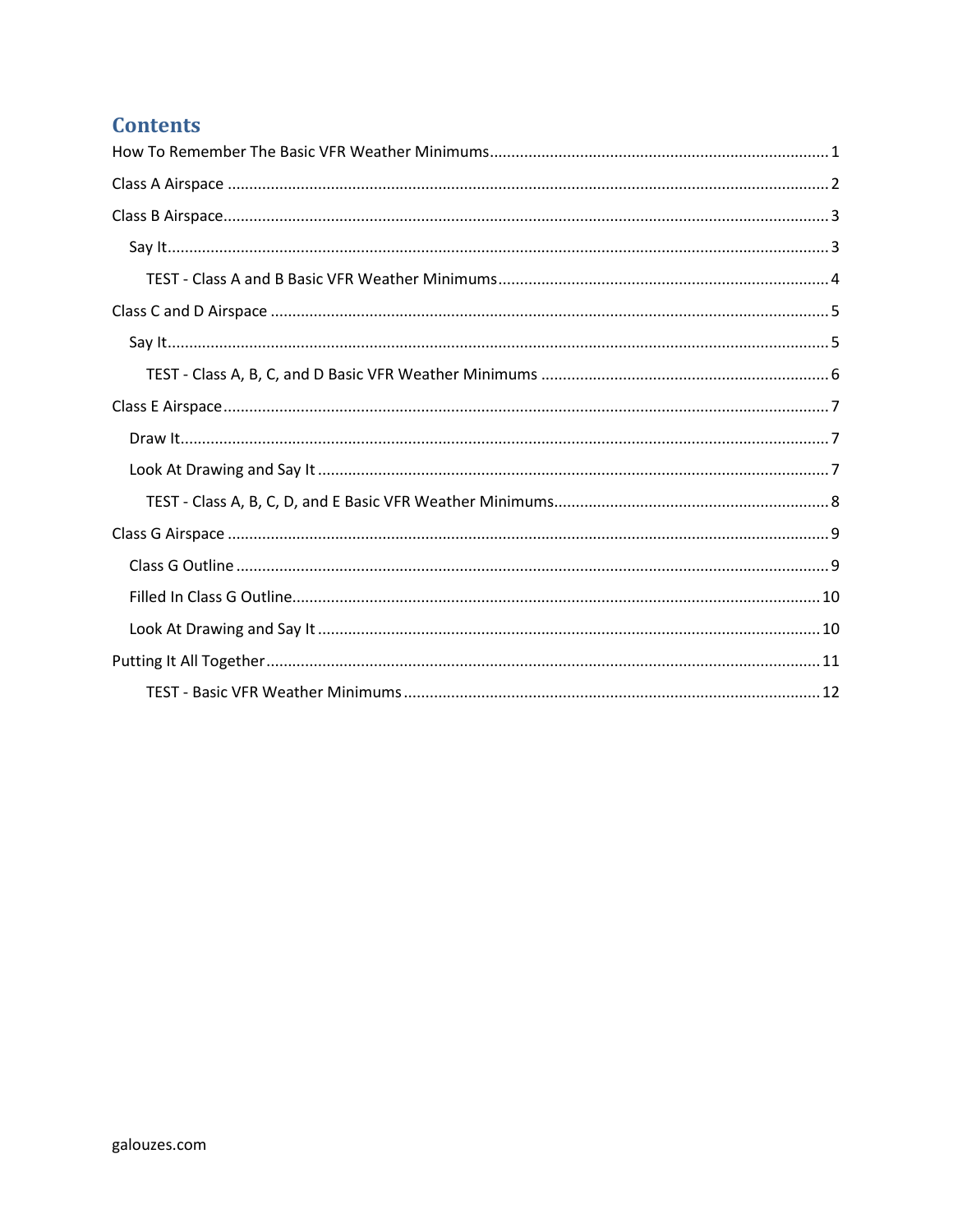# Contents

How To Remember The Basic VFR Weather Minimums ........ 1

Class A Airspace ........ 2

Class B Airspace ........ 3

- Say It ........ 3
  - TEST - Class A and B Basic VFR Weather Minimums ........ 4

Class C and D Airspace ........ 5

- Say It ........ 5
  - TEST - Class A, B, C, and D Basic VFR Weather Minimums ........ 6

Class E Airspace ........ 7

- Draw It ........ 7
- Look At Drawing and Say It ........ 7
  - TEST - Class A, B, C, D, and E Basic VFR Weather Minimums ........ 8

Class G Airspace ........ 9

- Class G Outline ........ 9
- Filled In Class G Outline ........ 10
- Look At Drawing and Say It ........ 10

Putting It All Together ........ 11

- TEST - Basic VFR Weather Minimums ........ 12

galouzes.com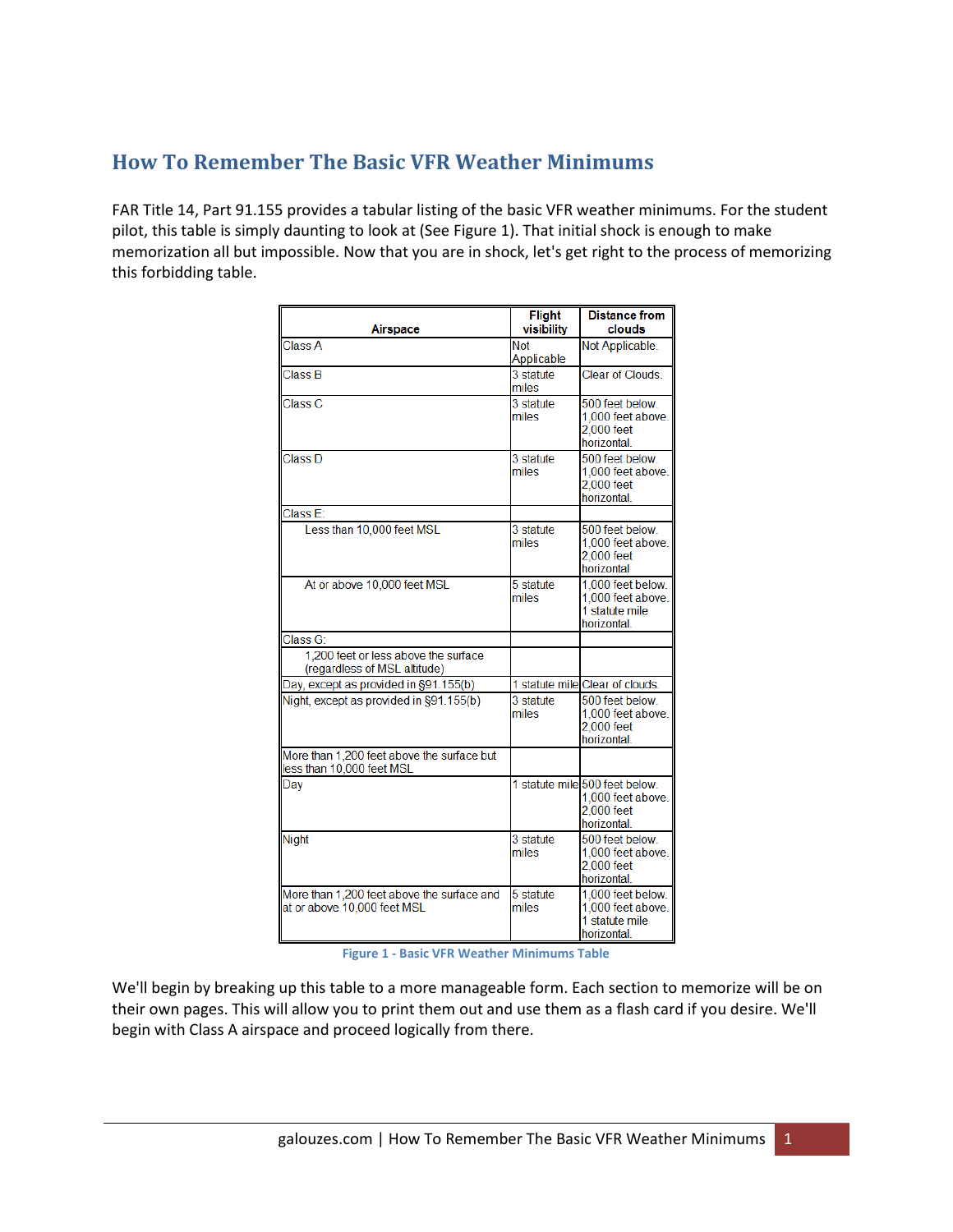## How To Remember The Basic VFR Weather Minimums

FAR Title 14, Part 91.155 provides a tabular listing of the basic VFR weather minimums. For the student pilot, this table is simply daunting to look at (See Figure 1). That initial shock is enough to make memorization all but impossible. Now that you are in shock, let's get right to the process of memorizing this forbidding table.

| Airspace | Flight visibility | Distance from clouds |
|---|---|---|
| Class A | Not Applicable | Not Applicable. |
| Class B | 3 statute miles | Clear of Clouds. |
| Class C | 3 statute miles | 500 feet below. 1,000 feet above. 2,000 feet horizontal. |
| Class D | 3 statute miles | 500 feet below. 1,000 feet above. 2,000 feet horizontal. |
| Class E: | | |
| Less than 10,000 feet MSL | 3 statute miles | 500 feet below. 1,000 feet above. 2,000 feet horizontal |
| At or above 10,000 feet MSL | 5 statute miles | 1,000 feet below. 1,000 feet above. 1 statute mile horizontal. |
| Class G: | | |
| 1,200 feet or less above the surface (regardless of MSL altitude) | | |
| Day, except as provided in §91.155(b) | 1 statute mile | Clear of clouds. |
| Night, except as provided in §91.155(b) | 3 statute miles | 500 feet below. 1,000 feet above. 2,000 feet horizontal. |
| More than 1,200 feet above the surface but less than 10,000 feet MSL | | |
| Day | 1 statute mile | 500 feet below. 1,000 feet above. 2,000 feet horizontal. |
| Night | 3 statute miles | 500 feet below. 1,000 feet above. 2,000 feet horizontal. |
| More than 1,200 feet above the surface and at or above 10,000 feet MSL | 5 statute miles | 1,000 feet below. 1,000 feet above. 1 statute mile horizontal. |

Figure 1 - Basic VFR Weather Minimums Table

We'll begin by breaking up this table to a more manageable form. Each section to memorize will be on their own pages. This will allow you to print them out and use them as a flash card if you desire. We'll begin with Class A airspace and proceed logically from there.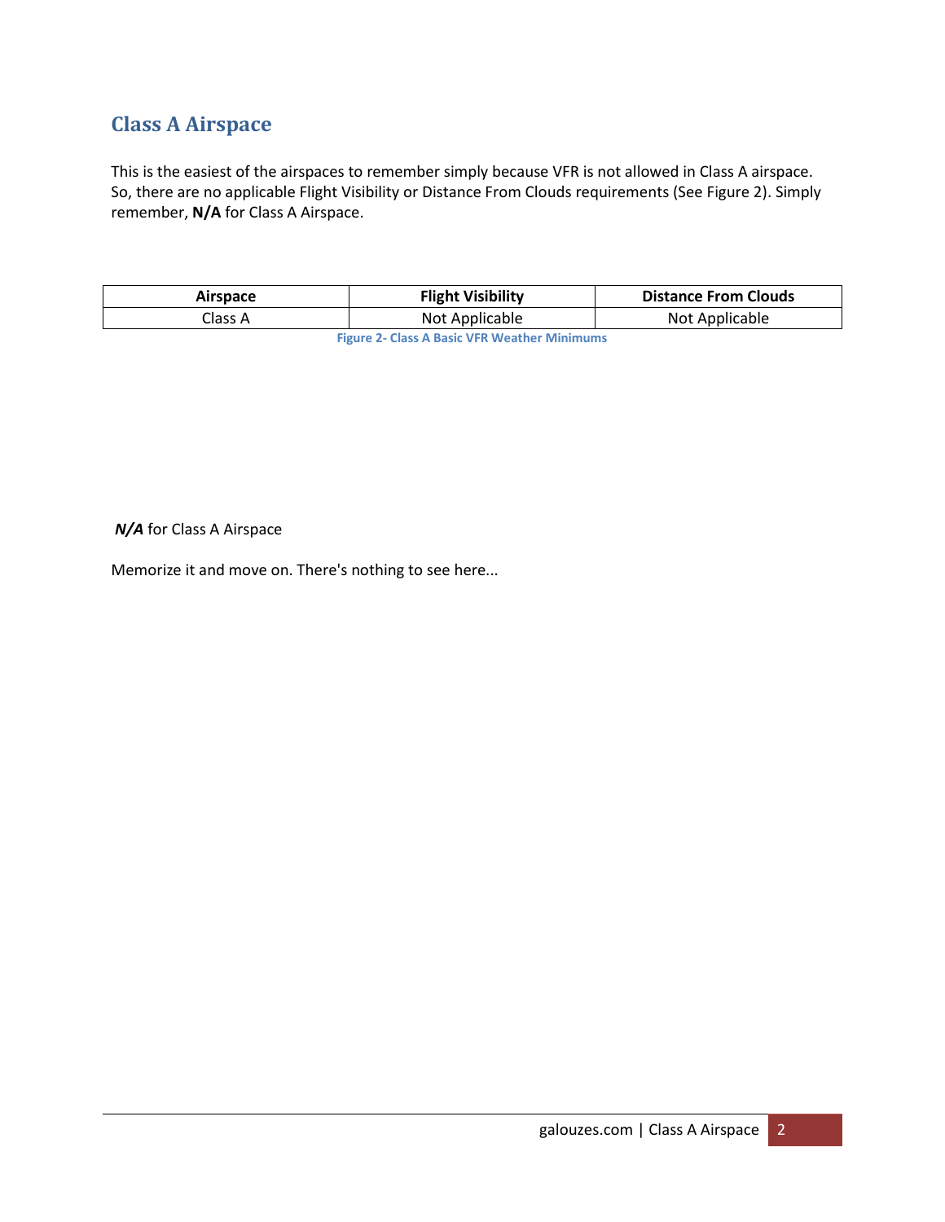## Class A Airspace

This is the easiest of the airspaces to remember simply because VFR is not allowed in Class A airspace. So, there are no applicable Flight Visibility or Distance From Clouds requirements (See Figure 2). Simply remember, **N/A** for Class A Airspace.

| Airspace | Flight Visibility | Distance From Clouds |
|---|---|---|
| Class A | Not Applicable | Not Applicable |

Figure 2- Class A Basic VFR Weather Minimums

***N/A*** for Class A Airspace

Memorize it and move on. There's nothing to see here...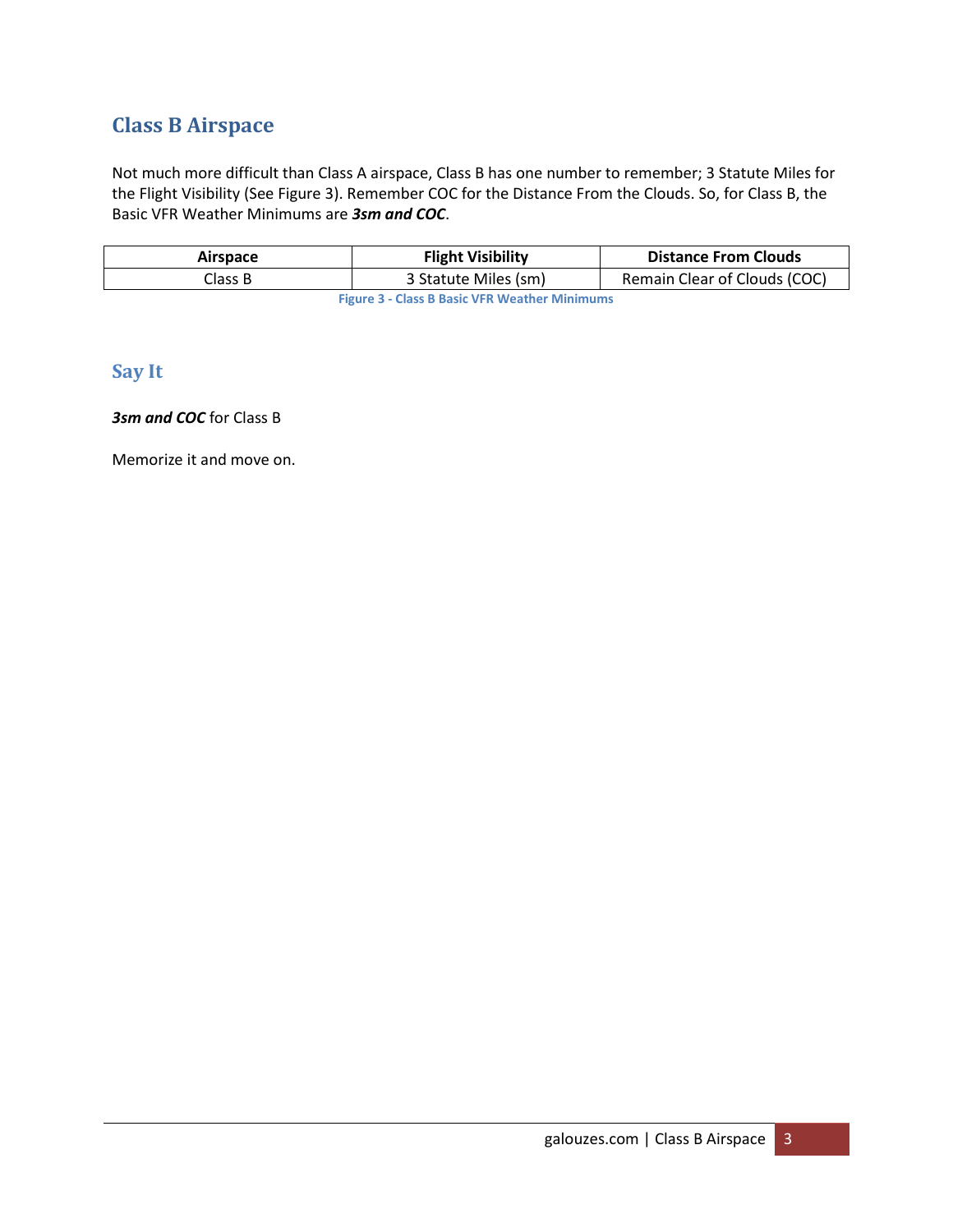## Class B Airspace

Not much more difficult than Class A airspace, Class B has one number to remember; 3 Statute Miles for the Flight Visibility (See Figure 3). Remember COC for the Distance From the Clouds. So, for Class B, the Basic VFR Weather Minimums are ***3sm and COC***.

| Airspace | Flight Visibility | Distance From Clouds |
|---|---|---|
| Class B | 3 Statute Miles (sm) | Remain Clear of Clouds (COC) |

Figure 3 - Class B Basic VFR Weather Minimums

### Say It

***3sm and COC*** for Class B

Memorize it and move on.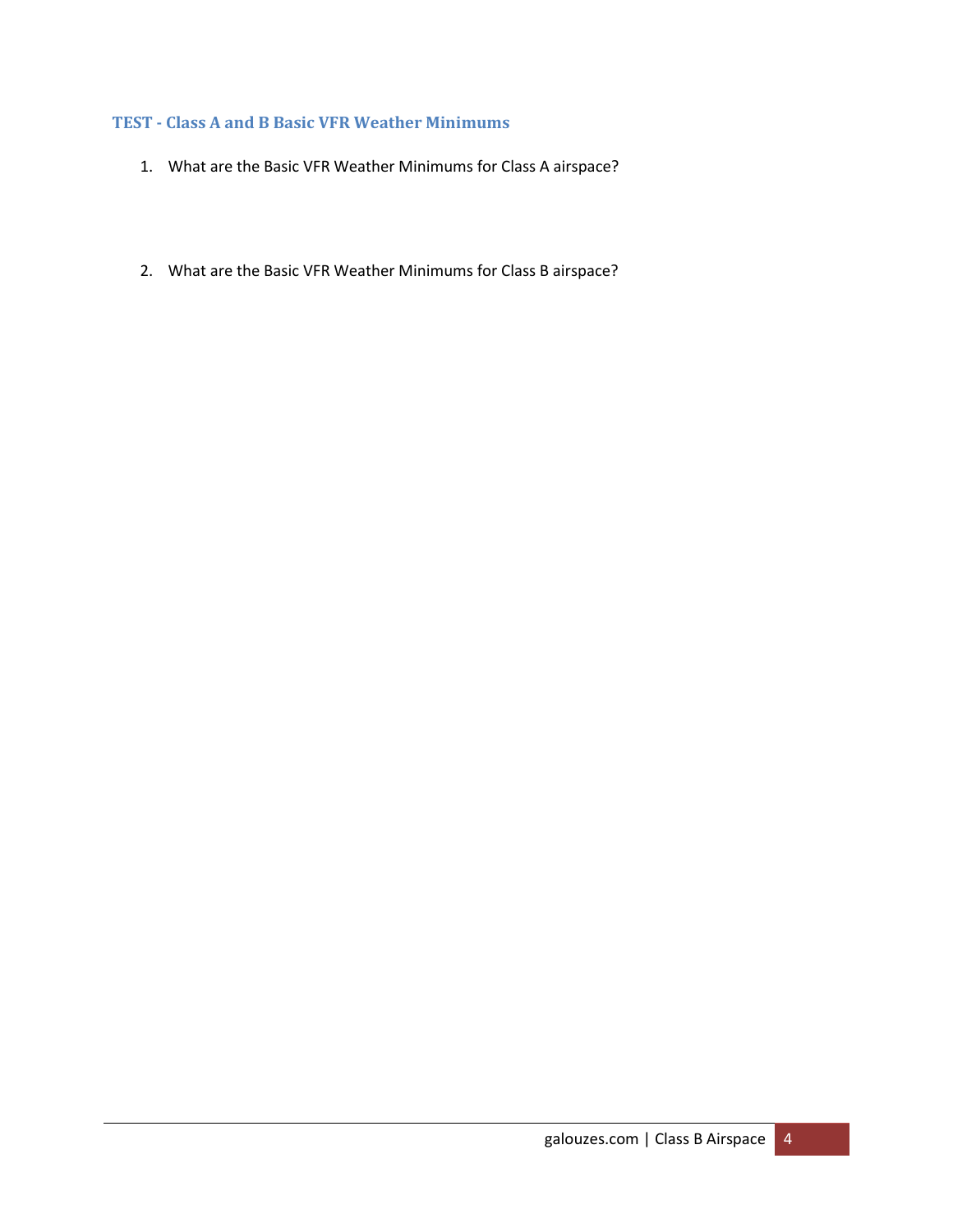## TEST - Class A and B Basic VFR Weather Minimums

1. What are the Basic VFR Weather Minimums for Class A airspace?

2. What are the Basic VFR Weather Minimums for Class B airspace?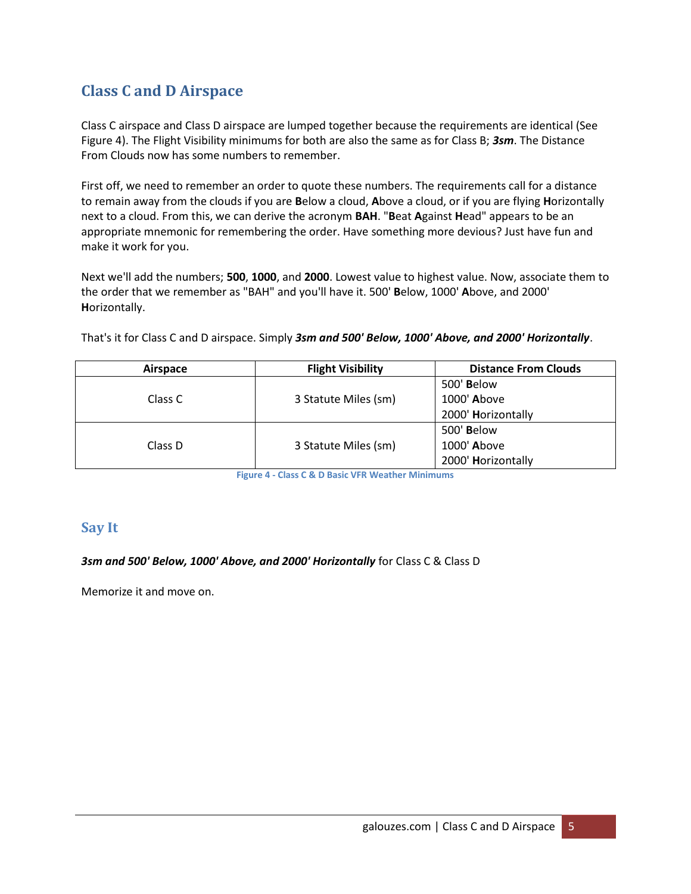## Class C and D Airspace

Class C airspace and Class D airspace are lumped together because the requirements are identical (See Figure 4). The Flight Visibility minimums for both are also the same as for Class B; ***3sm***. The Distance From Clouds now has some numbers to remember.

First off, we need to remember an order to quote these numbers. The requirements call for a distance to remain away from the clouds if you are **B**elow a cloud, **A**bove a cloud, or if you are flying **H**orizontally next to a cloud. From this, we can derive the acronym **BAH**. "**B**eat **A**gainst **H**ead" appears to be an appropriate mnemonic for remembering the order. Have something more devious? Just have fun and make it work for you.

Next we'll add the numbers; **500**, **1000**, and **2000**. Lowest value to highest value. Now, associate them to the order that we remember as "BAH" and you'll have it. 500' **B**elow, 1000' **A**bove, and 2000' **H**orizontally.

That's it for Class C and D airspace. Simply ***3sm and 500' Below, 1000' Above, and 2000' Horizontally***.

| Airspace | Flight Visibility | Distance From Clouds |
|---|---|---|
| Class C | 3 Statute Miles (sm) | 500' **B**elow<br>1000' **A**bove<br>2000' **H**orizontally |
| Class D | 3 Statute Miles (sm) | 500' **B**elow<br>1000' **A**bove<br>2000' **H**orizontally |

**Figure 4 - Class C & D Basic VFR Weather Minimums**

### Say It

***3sm and 500' Below, 1000' Above, and 2000' Horizontally*** for Class C & Class D

Memorize it and move on.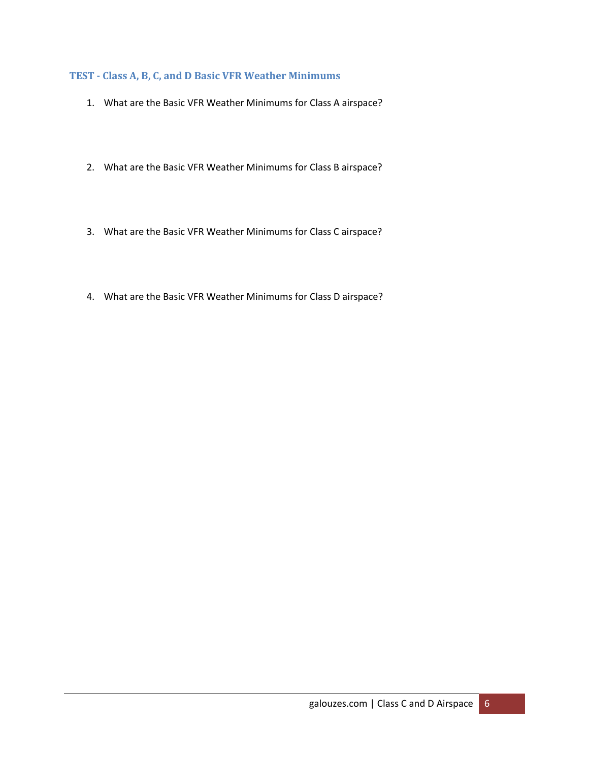### TEST - Class A, B, C, and D Basic VFR Weather Minimums

1. What are the Basic VFR Weather Minimums for Class A airspace?

2. What are the Basic VFR Weather Minimums for Class B airspace?

3. What are the Basic VFR Weather Minimums for Class C airspace?

4. What are the Basic VFR Weather Minimums for Class D airspace?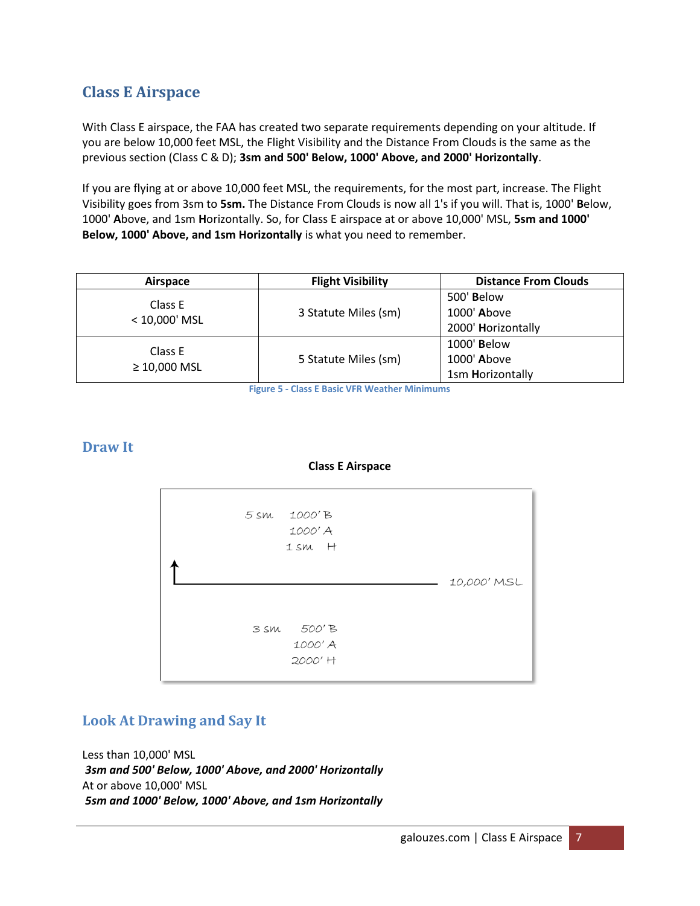## Class E Airspace

With Class E airspace, the FAA has created two separate requirements depending on your altitude. If you are below 10,000 feet MSL, the Flight Visibility and the Distance From Clouds is the same as the previous section (Class C & D); **3sm and 500' Below, 1000' Above, and 2000' Horizontally**.

If you are flying at or above 10,000 feet MSL, the requirements, for the most part, increase. The Flight Visibility goes from 3sm to **5sm.** The Distance From Clouds is now all 1's if you will. That is, 1000' **B**elow, 1000' **A**bove, and 1sm **H**orizontally. So, for Class E airspace at or above 10,000' MSL, **5sm and 1000' Below, 1000' Above, and 1sm Horizontally** is what you need to remember.

| Airspace | Flight Visibility | Distance From Clouds |
|---|---|---|
| Class E<br>< 10,000' MSL | 3 Statute Miles (sm) | 500' **B**elow<br>1000' **A**bove<br>2000' **H**orizontally |
| Class E<br>≥ 10,000 MSL | 5 Statute Miles (sm) | 1000' **B**elow<br>1000' **A**bove<br>1sm **H**orizontally |

Figure 5 - Class E Basic VFR Weather Minimums

## Draw It

**Class E Airspace**

```
        5 sm    1000' B
                1000' A
                1 sm   H
↑
|________________________________________  10,000' MSL

        3 sm     500' B
                1000' A
                2000' H
```

## Look At Drawing and Say It

Less than 10,000' MSL
***3sm and 500' Below, 1000' Above, and 2000' Horizontally***
At or above 10,000' MSL
***5sm and 1000' Below, 1000' Above, and 1sm Horizontally***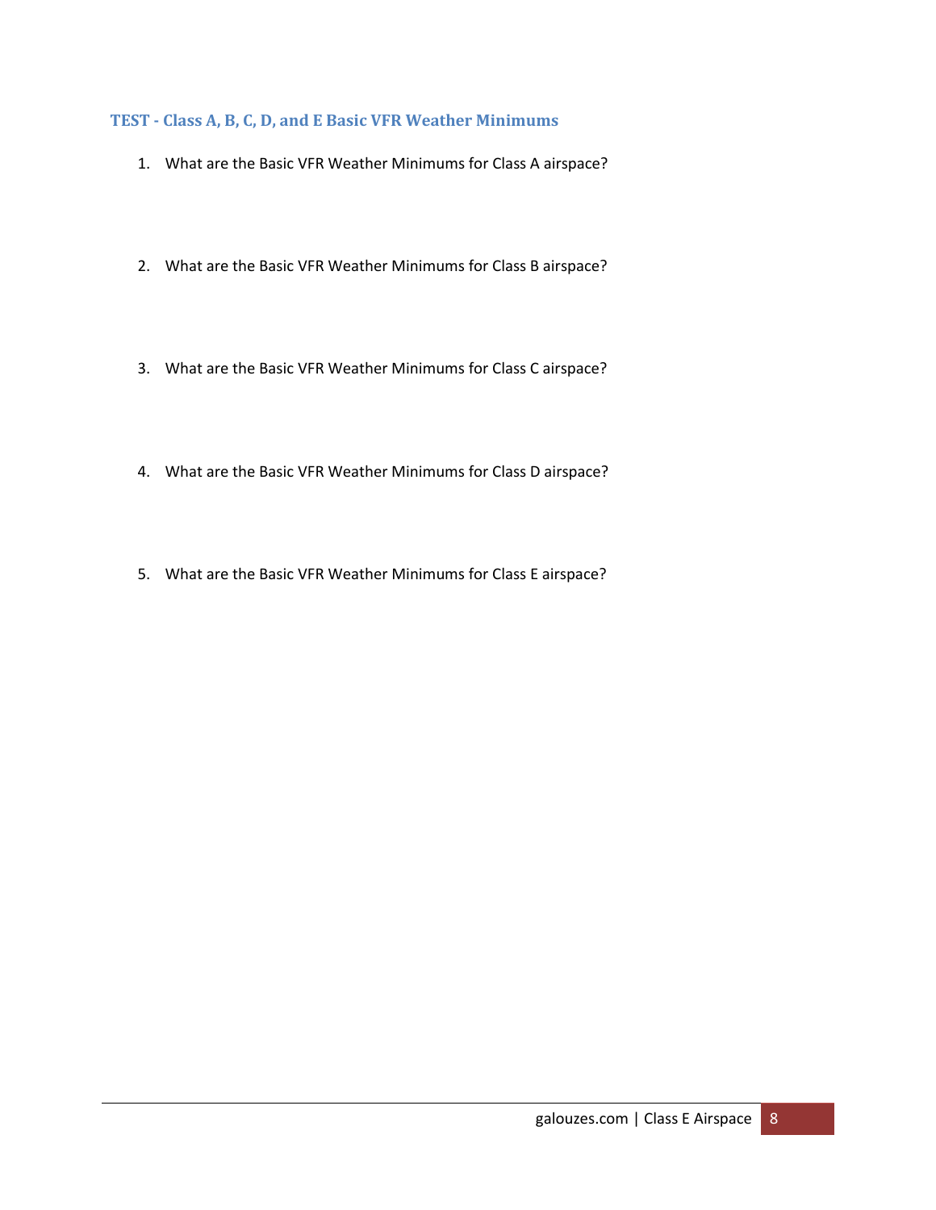## TEST - Class A, B, C, D, and E Basic VFR Weather Minimums

1. What are the Basic VFR Weather Minimums for Class A airspace?

2. What are the Basic VFR Weather Minimums for Class B airspace?

3. What are the Basic VFR Weather Minimums for Class C airspace?

4. What are the Basic VFR Weather Minimums for Class D airspace?

5. What are the Basic VFR Weather Minimums for Class E airspace?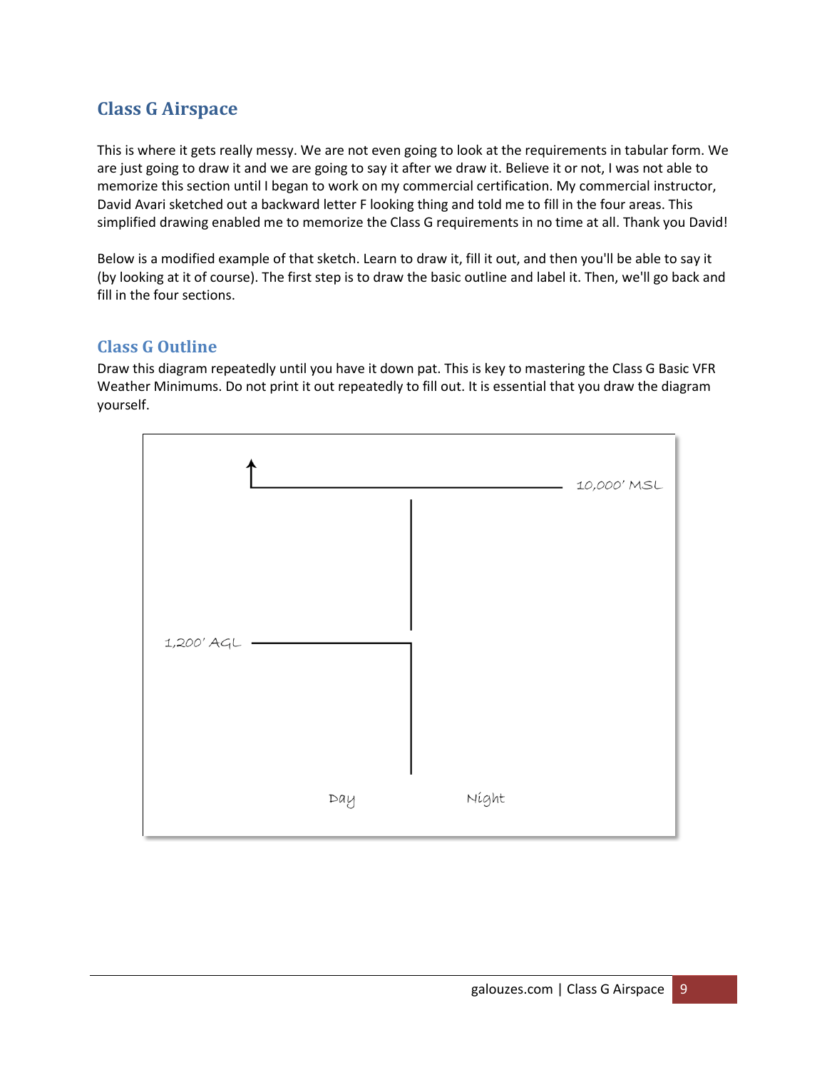## Class G Airspace

This is where it gets really messy. We are not even going to look at the requirements in tabular form. We are just going to draw it and we are going to say it after we draw it. Believe it or not, I was not able to memorize this section until I began to work on my commercial certification. My commercial instructor, David Avari sketched out a backward letter F looking thing and told me to fill in the four areas. This simplified drawing enabled me to memorize the Class G requirements in no time at all. Thank you David!

Below is a modified example of that sketch. Learn to draw it, fill it out, and then you'll be able to say it (by looking at it of course). The first step is to draw the basic outline and label it. Then, we'll go back and fill in the four sections.

### Class G Outline

Draw this diagram repeatedly until you have it down pat. This is key to mastering the Class G Basic VFR Weather Minimums. Do not print it out repeatedly to fill out. It is essential that you draw the diagram yourself.

10,000' MSL

1,200' AGL

Day

Night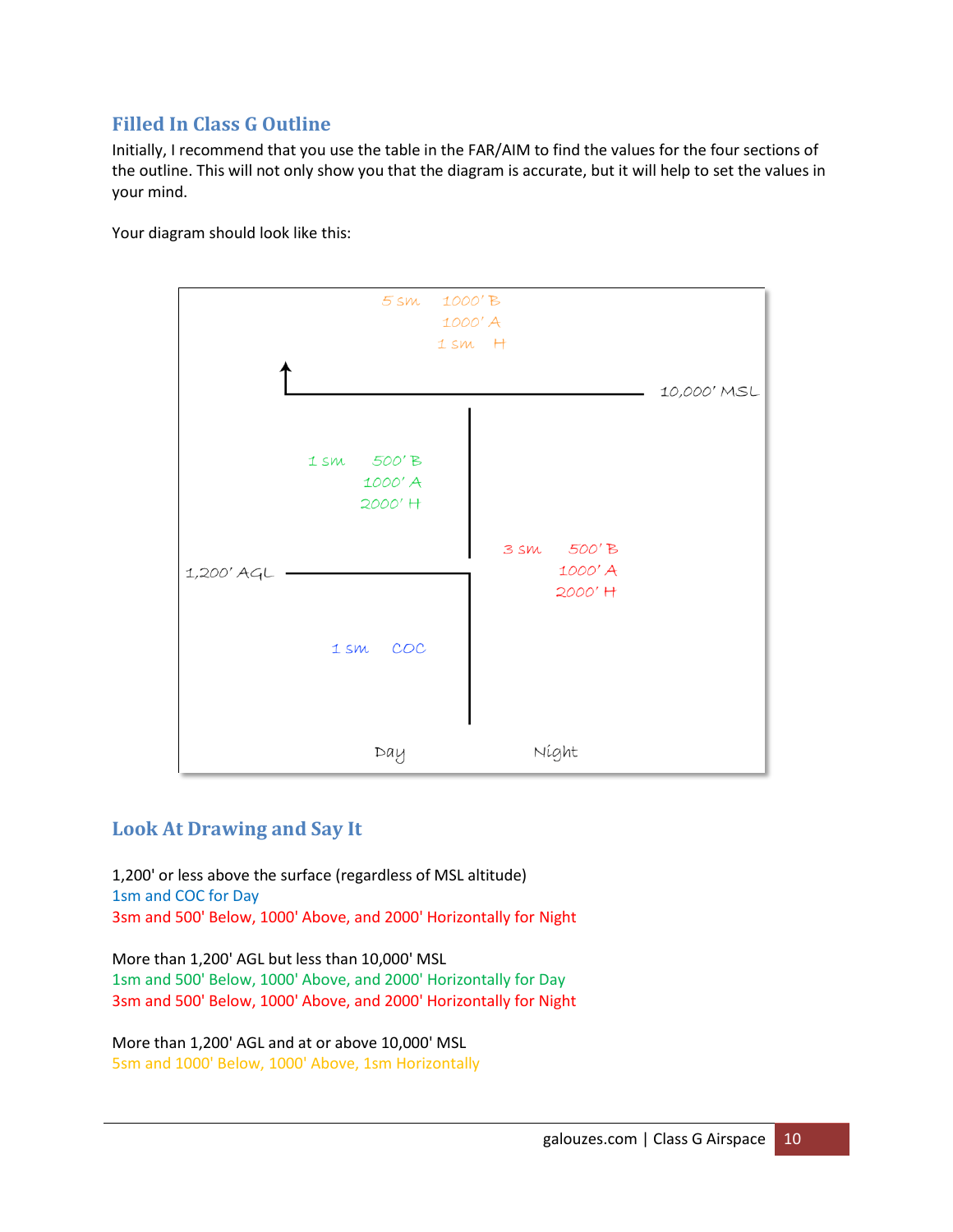## Filled In Class G Outline

Initially, I recommend that you use the table in the FAR/AIM to find the values for the four sections of the outline. This will not only show you that the diagram is accurate, but it will help to set the values in your mind.

Your diagram should look like this:

5 sm 1000' B
1000' A
1 sm H

10,000' MSL

1 sm 500' B
1000' A
2000' H

3 sm 500' B
1000' A
2000' H

1,200' AGL

1 sm COC

Day Night

## Look At Drawing and Say It

1,200' or less above the surface (regardless of MSL altitude)
1sm and COC for Day
3sm and 500' Below, 1000' Above, and 2000' Horizontally for Night

More than 1,200' AGL but less than 10,000' MSL
1sm and 500' Below, 1000' Above, and 2000' Horizontally for Day
3sm and 500' Below, 1000' Above, and 2000' Horizontally for Night

More than 1,200' AGL and at or above 10,000' MSL
5sm and 1000' Below, 1000' Above, 1sm Horizontally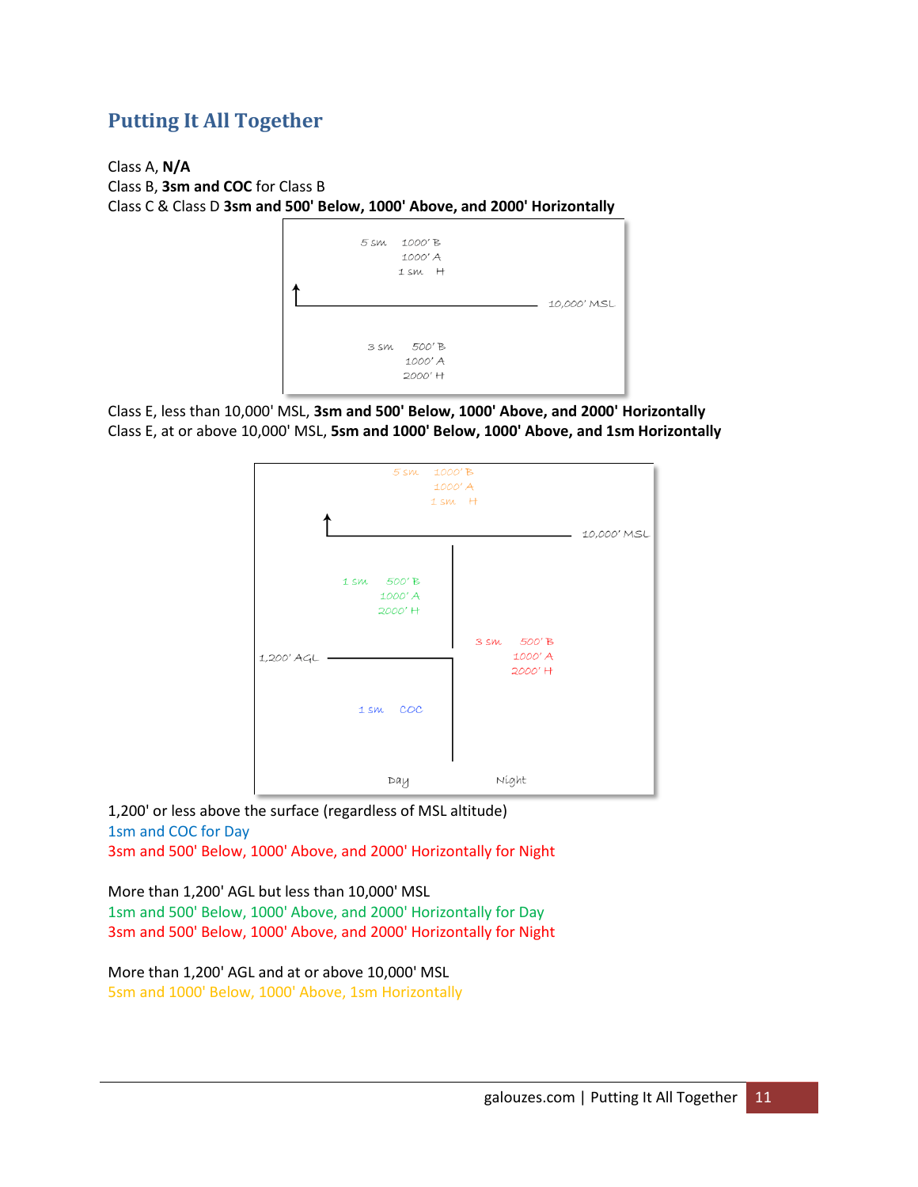## Putting It All Together

Class A, **N/A**
Class B, **3sm and COC** for Class B
Class C & Class D **3sm and 500' Below, 1000' Above, and 2000' Horizontally**

5 sm 1000' B
1000' A
1 sm H

10,000' MSL

3 sm 500' B
1000' A
2000' H

Class E, less than 10,000' MSL, **3sm and 500' Below, 1000' Above, and 2000' Horizontally**
Class E, at or above 10,000' MSL, **5sm and 1000' Below, 1000' Above, and 1sm Horizontally**

5 sm 1000' B
1000' A
1 sm H

10,000' MSL

1 sm 500' B
1000' A
2000' H

3 sm 500' B
1000' A
2000' H

1,200' AGL

1 sm COC

Day Night

1,200' or less above the surface (regardless of MSL altitude)
1sm and COC for Day
3sm and 500' Below, 1000' Above, and 2000' Horizontally for Night

More than 1,200' AGL but less than 10,000' MSL
1sm and 500' Below, 1000' Above, and 2000' Horizontally for Day
3sm and 500' Below, 1000' Above, and 2000' Horizontally for Night

More than 1,200' AGL and at or above 10,000' MSL
5sm and 1000' Below, 1000' Above, 1sm Horizontally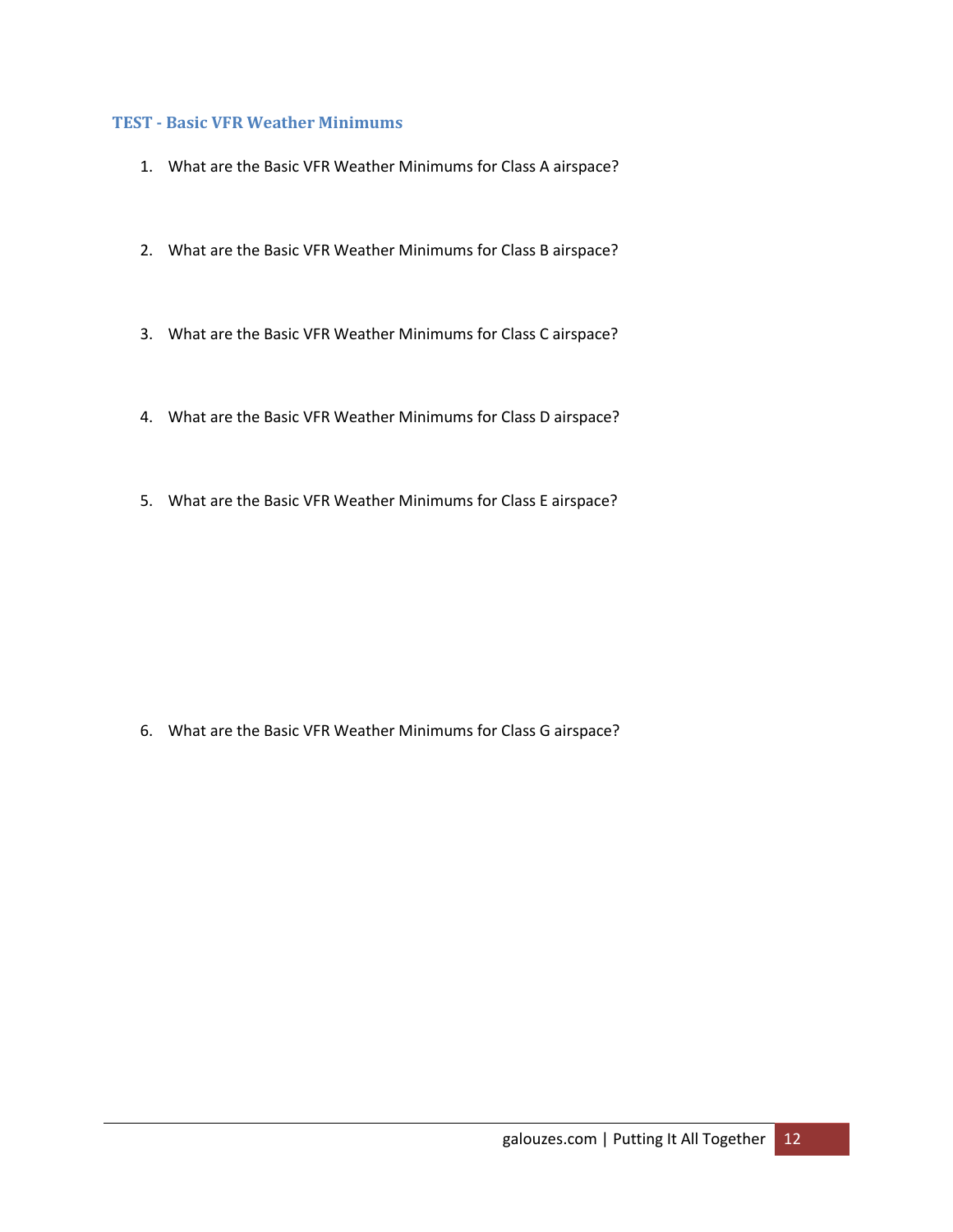### TEST - Basic VFR Weather Minimums

1. What are the Basic VFR Weather Minimums for Class A airspace?
2. What are the Basic VFR Weather Minimums for Class B airspace?
3. What are the Basic VFR Weather Minimums for Class C airspace?
4. What are the Basic VFR Weather Minimums for Class D airspace?
5. What are the Basic VFR Weather Minimums for Class E airspace?
6. What are the Basic VFR Weather Minimums for Class G airspace?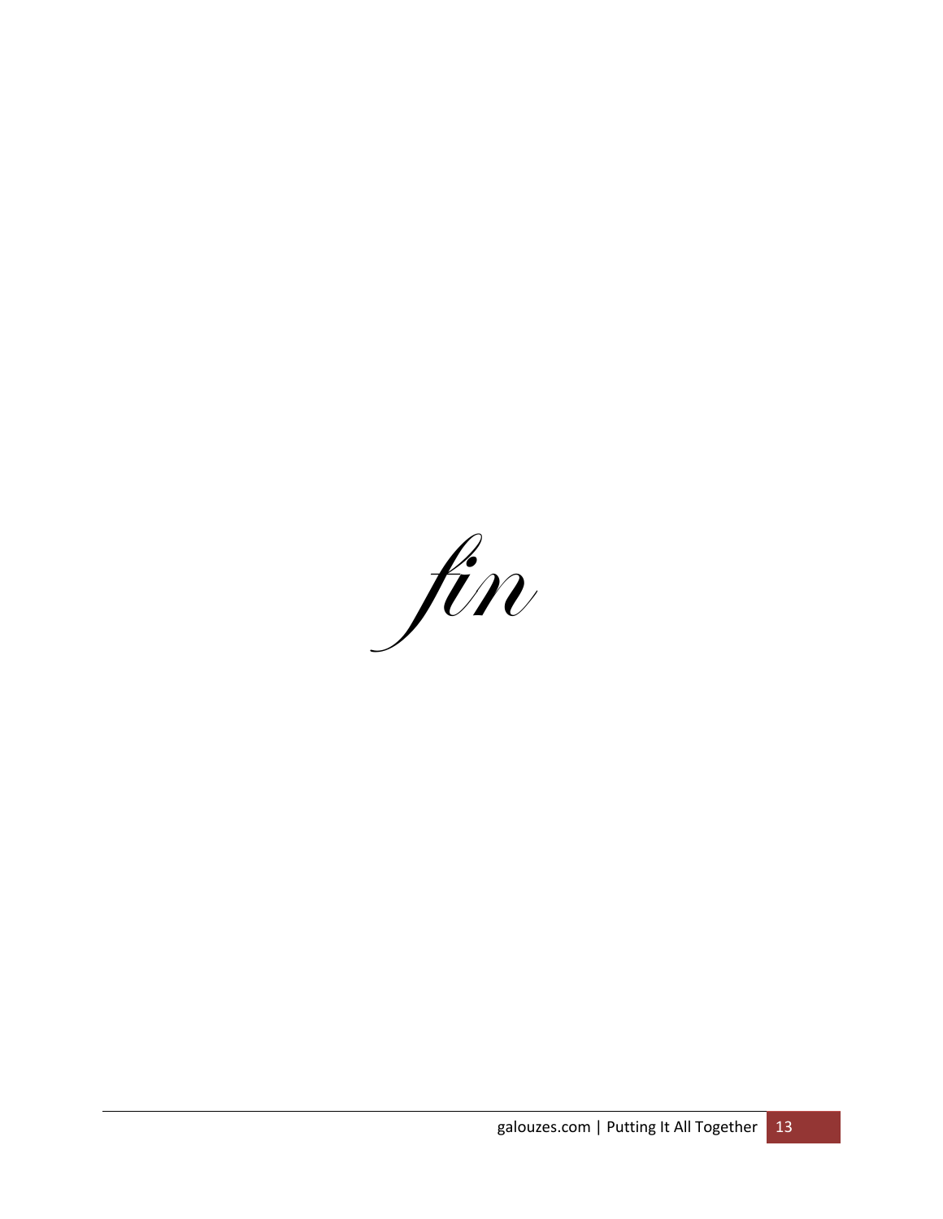*fin*